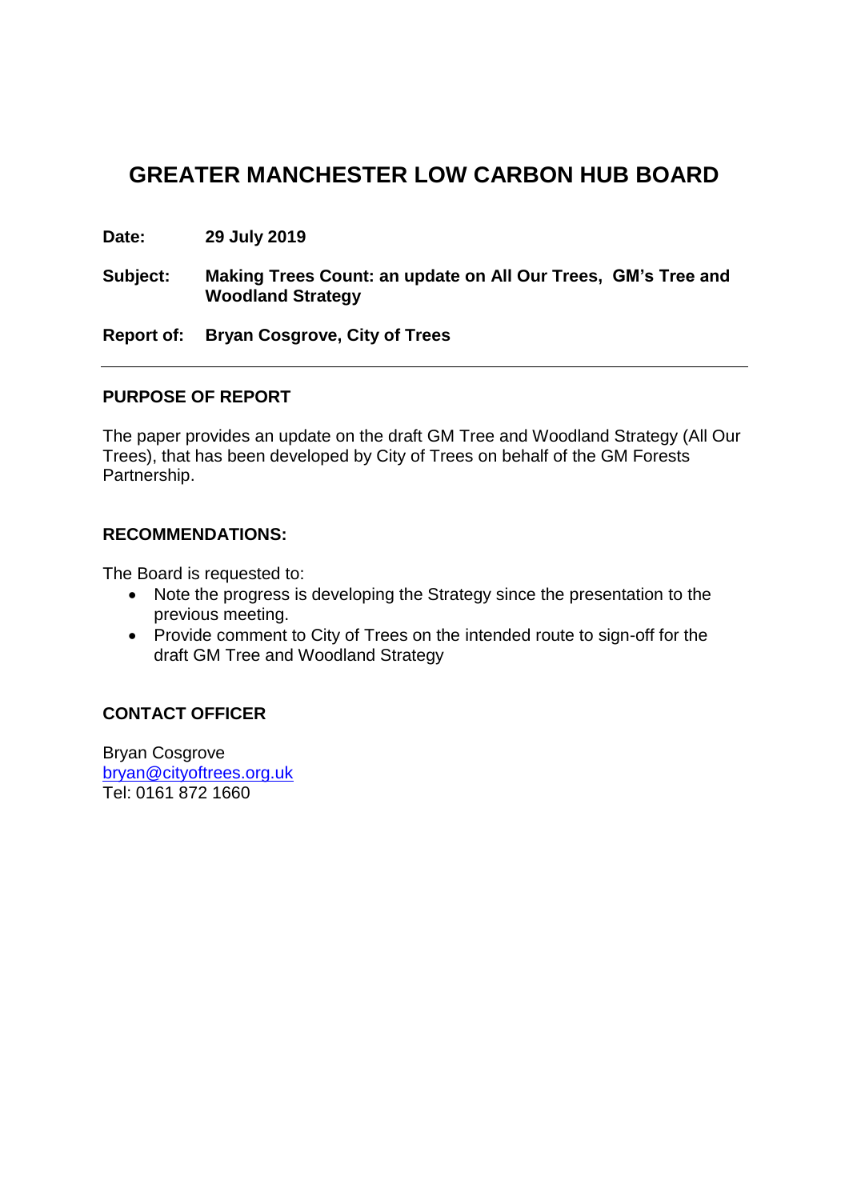# GREATER MANCHESTER LOW CARBON HUB BOARD

**Date:** **29 July 2019**

**Subject:** **Making Trees Count: an update on All Our Trees, GM's Tree and Woodland Strategy**

**Report of:** **Bryan Cosgrove, City of Trees**

---

## PURPOSE OF REPORT

The paper provides an update on the draft GM Tree and Woodland Strategy (All Our Trees), that has been developed by City of Trees on behalf of the GM Forests Partnership.

## RECOMMENDATIONS:

The Board is requested to:

- Note the progress is developing the Strategy since the presentation to the previous meeting.
- Provide comment to City of Trees on the intended route to sign-off for the draft GM Tree and Woodland Strategy

## CONTACT OFFICER

Bryan Cosgrove
bryan@cityoftrees.org.uk
Tel: 0161 872 1660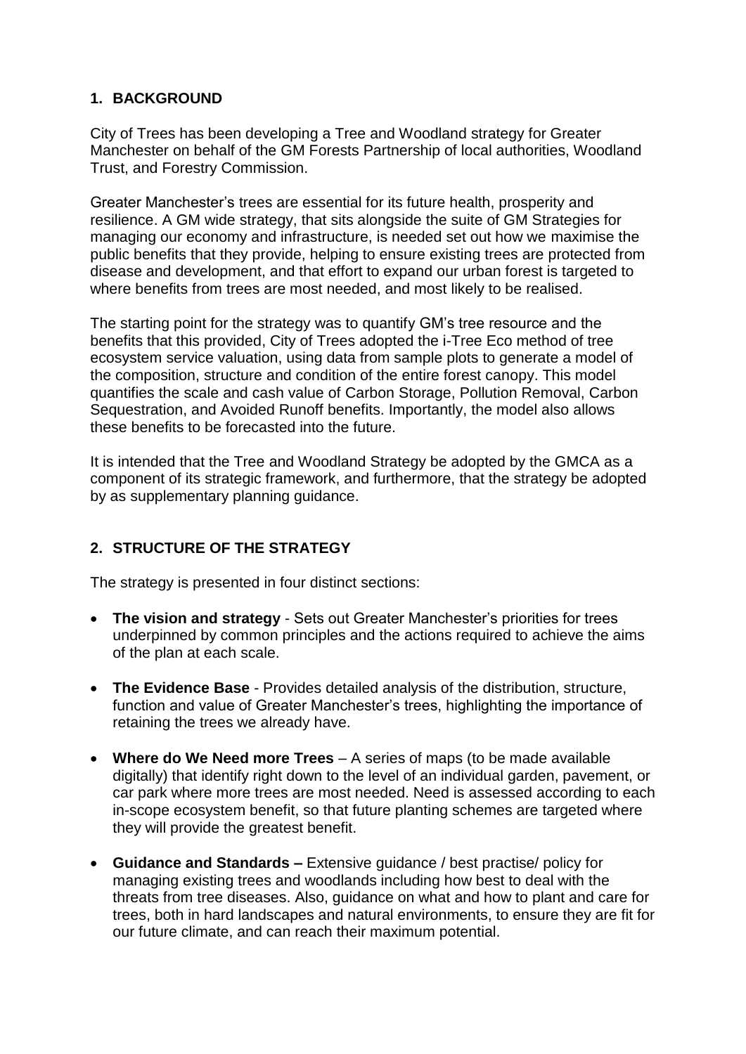## 1. BACKGROUND

City of Trees has been developing a Tree and Woodland strategy for Greater Manchester on behalf of the GM Forests Partnership of local authorities, Woodland Trust, and Forestry Commission.

Greater Manchester's trees are essential for its future health, prosperity and resilience. A GM wide strategy, that sits alongside the suite of GM Strategies for managing our economy and infrastructure, is needed set out how we maximise the public benefits that they provide, helping to ensure existing trees are protected from disease and development, and that effort to expand our urban forest is targeted to where benefits from trees are most needed, and most likely to be realised.

The starting point for the strategy was to quantify GM's tree resource and the benefits that this provided, City of Trees adopted the i-Tree Eco method of tree ecosystem service valuation, using data from sample plots to generate a model of the composition, structure and condition of the entire forest canopy. This model quantifies the scale and cash value of Carbon Storage, Pollution Removal, Carbon Sequestration, and Avoided Runoff benefits. Importantly, the model also allows these benefits to be forecasted into the future.

It is intended that the Tree and Woodland Strategy be adopted by the GMCA as a component of its strategic framework, and furthermore, that the strategy be adopted by as supplementary planning guidance.

## 2. STRUCTURE OF THE STRATEGY

The strategy is presented in four distinct sections:

- **The vision and strategy** - Sets out Greater Manchester's priorities for trees underpinned by common principles and the actions required to achieve the aims of the plan at each scale.
- **The Evidence Base** - Provides detailed analysis of the distribution, structure, function and value of Greater Manchester's trees, highlighting the importance of retaining the trees we already have.
- **Where do We Need more Trees** – A series of maps (to be made available digitally) that identify right down to the level of an individual garden, pavement, or car park where more trees are most needed. Need is assessed according to each in-scope ecosystem benefit, so that future planting schemes are targeted where they will provide the greatest benefit.
- **Guidance and Standards –** Extensive guidance / best practise/ policy for managing existing trees and woodlands including how best to deal with the threats from tree diseases. Also, guidance on what and how to plant and care for trees, both in hard landscapes and natural environments, to ensure they are fit for our future climate, and can reach their maximum potential.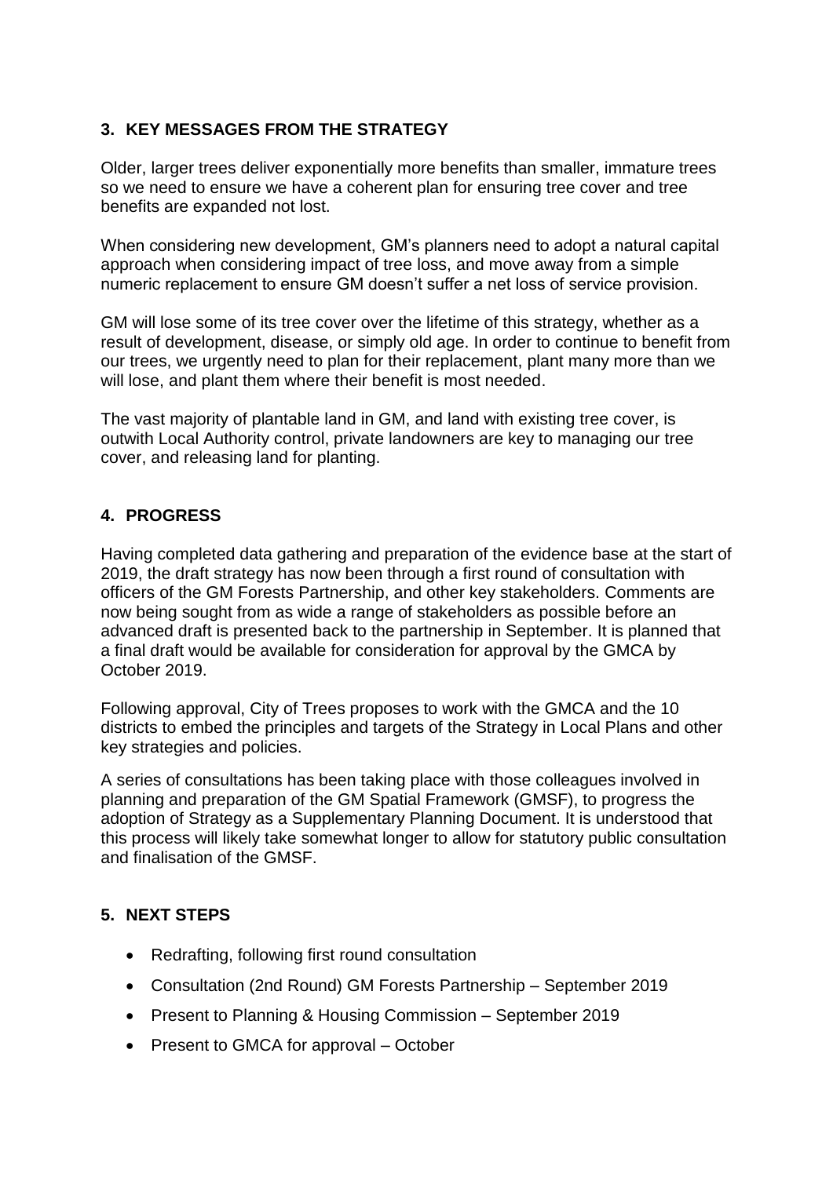## 3. KEY MESSAGES FROM THE STRATEGY

Older, larger trees deliver exponentially more benefits than smaller, immature trees so we need to ensure we have a coherent plan for ensuring tree cover and tree benefits are expanded not lost.

When considering new development, GM's planners need to adopt a natural capital approach when considering impact of tree loss, and move away from a simple numeric replacement to ensure GM doesn't suffer a net loss of service provision.

GM will lose some of its tree cover over the lifetime of this strategy, whether as a result of development, disease, or simply old age. In order to continue to benefit from our trees, we urgently need to plan for their replacement, plant many more than we will lose, and plant them where their benefit is most needed.

The vast majority of plantable land in GM, and land with existing tree cover, is outwith Local Authority control, private landowners are key to managing our tree cover, and releasing land for planting.

## 4. PROGRESS

Having completed data gathering and preparation of the evidence base at the start of 2019, the draft strategy has now been through a first round of consultation with officers of the GM Forests Partnership, and other key stakeholders. Comments are now being sought from as wide a range of stakeholders as possible before an advanced draft is presented back to the partnership in September. It is planned that a final draft would be available for consideration for approval by the GMCA by October 2019.

Following approval, City of Trees proposes to work with the GMCA and the 10 districts to embed the principles and targets of the Strategy in Local Plans and other key strategies and policies.

A series of consultations has been taking place with those colleagues involved in planning and preparation of the GM Spatial Framework (GMSF), to progress the adoption of Strategy as a Supplementary Planning Document. It is understood that this process will likely take somewhat longer to allow for statutory public consultation and finalisation of the GMSF.

## 5. NEXT STEPS

- Redrafting, following first round consultation
- Consultation (2nd Round) GM Forests Partnership – September 2019
- Present to Planning & Housing Commission – September 2019
- Present to GMCA for approval – October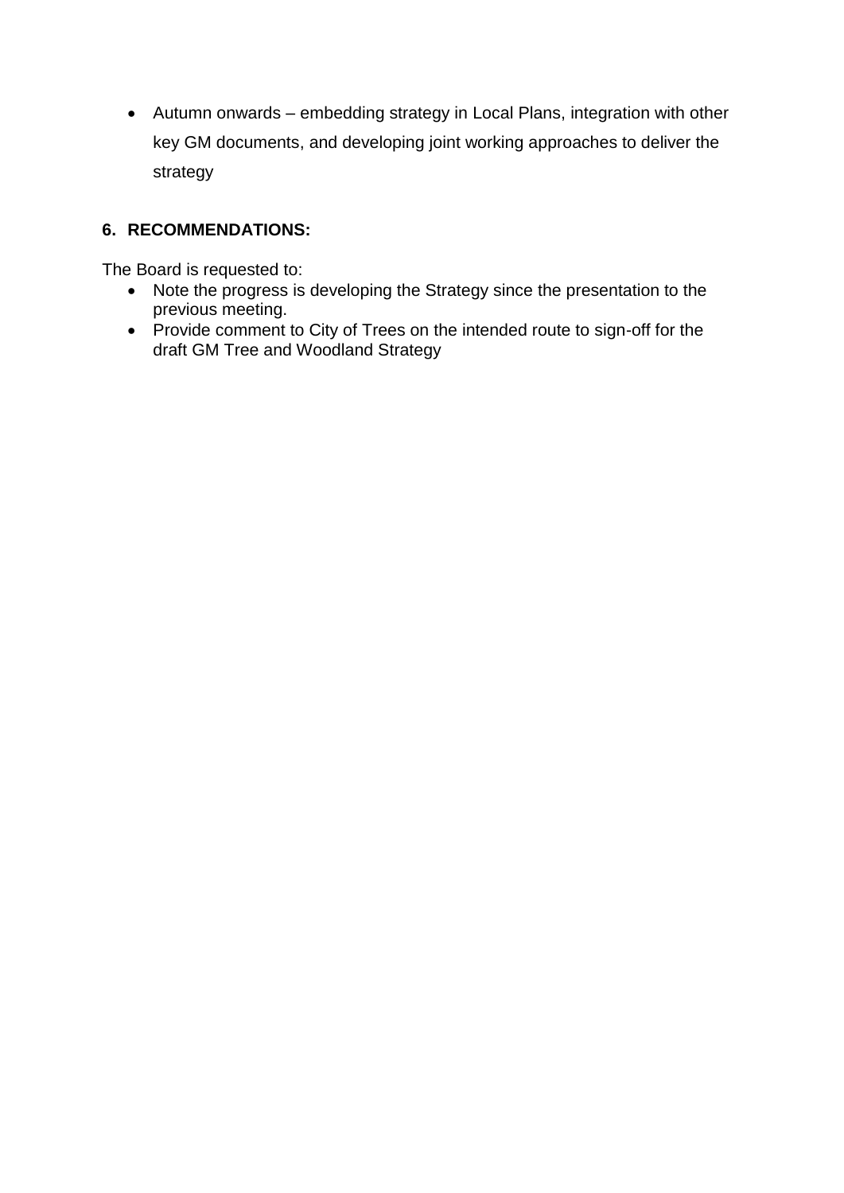- Autumn onwards – embedding strategy in Local Plans, integration with other key GM documents, and developing joint working approaches to deliver the strategy

## 6. RECOMMENDATIONS:

The Board is requested to:

- Note the progress is developing the Strategy since the presentation to the previous meeting.
- Provide comment to City of Trees on the intended route to sign-off for the draft GM Tree and Woodland Strategy